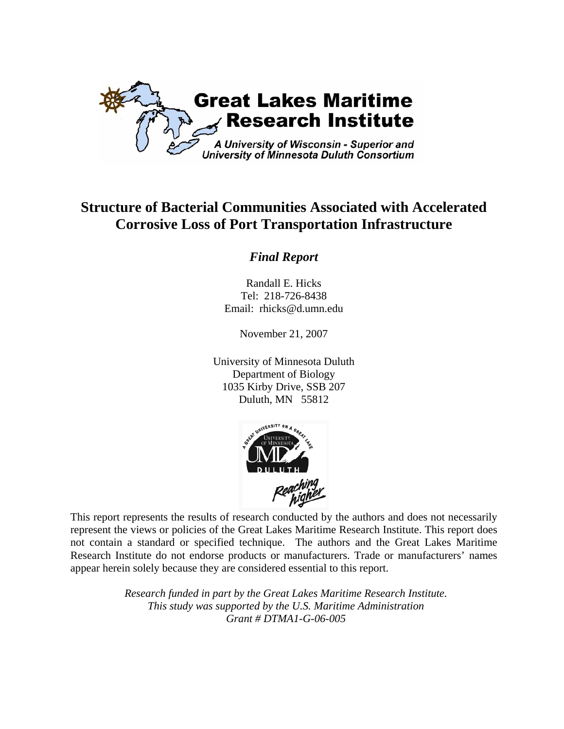Great Lakes Maritime Research Institute

*A University of Wisconsin - Superior and University of Minnesota Duluth Consortium*

# Structure of Bacterial Communities Associated with Accelerated Corrosive Loss of Port Transportation Infrastructure

## *Final Report*

Randall E. Hicks
Tel: 218-726-8438
Email: rhicks@d.umn.edu

November 21, 2007

University of Minnesota Duluth
Department of Biology
1035 Kirby Drive, SSB 207
Duluth, MN 55812

This report represents the results of research conducted by the authors and does not necessarily represent the views or policies of the Great Lakes Maritime Research Institute. This report does not contain a standard or specified technique. The authors and the Great Lakes Maritime Research Institute do not endorse products or manufacturers. Trade or manufacturers' names appear herein solely because they are considered essential to this report.

*Research funded in part by the Great Lakes Maritime Research Institute.*
*This study was supported by the U.S. Maritime Administration*
*Grant # DTMA1-G-06-005*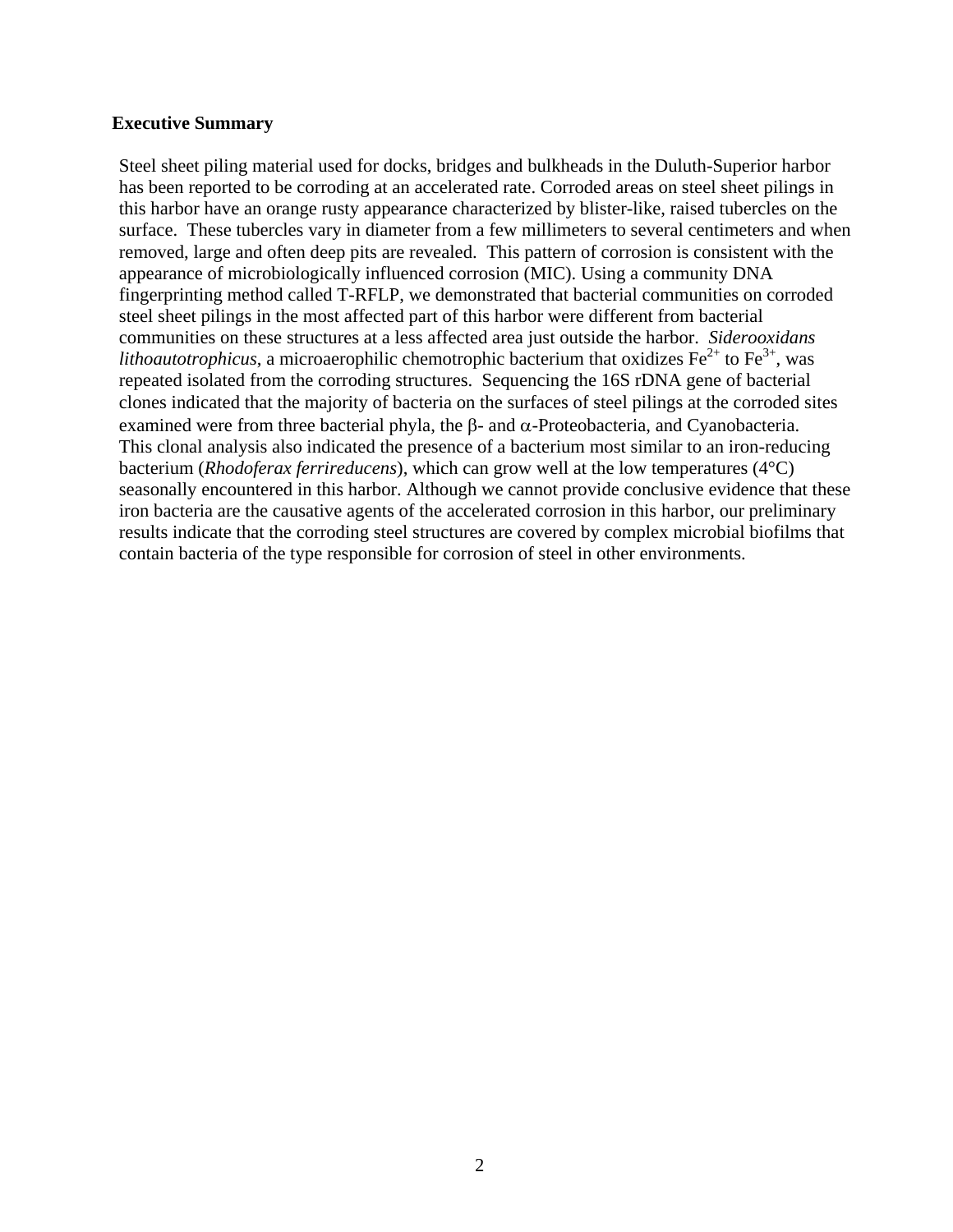## Executive Summary

Steel sheet piling material used for docks, bridges and bulkheads in the Duluth-Superior harbor has been reported to be corroding at an accelerated rate. Corroded areas on steel sheet pilings in this harbor have an orange rusty appearance characterized by blister-like, raised tubercles on the surface. These tubercles vary in diameter from a few millimeters to several centimeters and when removed, large and often deep pits are revealed. This pattern of corrosion is consistent with the appearance of microbiologically influenced corrosion (MIC). Using a community DNA fingerprinting method called T-RFLP, we demonstrated that bacterial communities on corroded steel sheet pilings in the most affected part of this harbor were different from bacterial communities on these structures at a less affected area just outside the harbor. *Siderooxidans lithoautotrophicus*, a microaerophilic chemotrophic bacterium that oxidizes $Fe^{2+}$ to $Fe^{3+}$, was repeated isolated from the corroding structures. Sequencing the 16S rDNA gene of bacterial clones indicated that the majority of bacteria on the surfaces of steel pilings at the corroded sites examined were from three bacterial phyla, the $\beta$- and $\alpha$-Proteobacteria, and Cyanobacteria. This clonal analysis also indicated the presence of a bacterium most similar to an iron-reducing bacterium (*Rhodoferax ferrireducens*), which can grow well at the low temperatures (4°C) seasonally encountered in this harbor. Although we cannot provide conclusive evidence that these iron bacteria are the causative agents of the accelerated corrosion in this harbor, our preliminary results indicate that the corroding steel structures are covered by complex microbial biofilms that contain bacteria of the type responsible for corrosion of steel in other environments.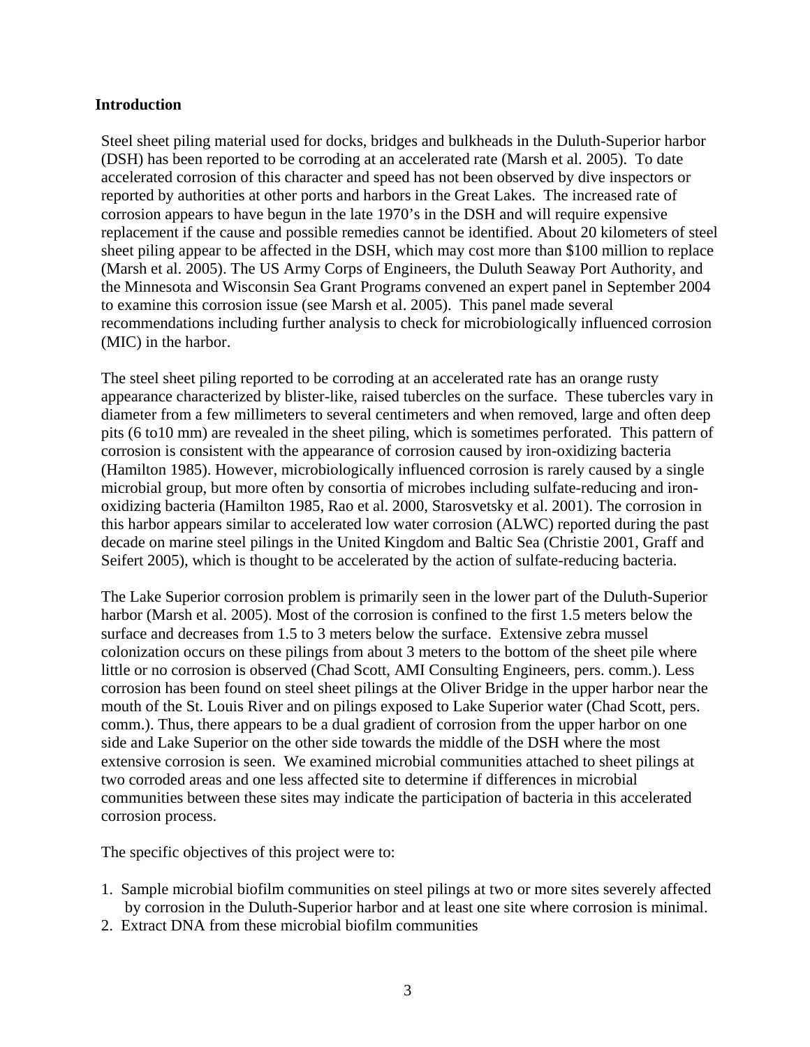## Introduction

Steel sheet piling material used for docks, bridges and bulkheads in the Duluth-Superior harbor (DSH) has been reported to be corroding at an accelerated rate (Marsh et al. 2005). To date accelerated corrosion of this character and speed has not been observed by dive inspectors or reported by authorities at other ports and harbors in the Great Lakes. The increased rate of corrosion appears to have begun in the late 1970's in the DSH and will require expensive replacement if the cause and possible remedies cannot be identified. About 20 kilometers of steel sheet piling appear to be affected in the DSH, which may cost more than $100 million to replace (Marsh et al. 2005). The US Army Corps of Engineers, the Duluth Seaway Port Authority, and the Minnesota and Wisconsin Sea Grant Programs convened an expert panel in September 2004 to examine this corrosion issue (see Marsh et al. 2005). This panel made several recommendations including further analysis to check for microbiologically influenced corrosion (MIC) in the harbor.

The steel sheet piling reported to be corroding at an accelerated rate has an orange rusty appearance characterized by blister-like, raised tubercles on the surface. These tubercles vary in diameter from a few millimeters to several centimeters and when removed, large and often deep pits (6 to10 mm) are revealed in the sheet piling, which is sometimes perforated. This pattern of corrosion is consistent with the appearance of corrosion caused by iron-oxidizing bacteria (Hamilton 1985). However, microbiologically influenced corrosion is rarely caused by a single microbial group, but more often by consortia of microbes including sulfate-reducing and iron-oxidizing bacteria (Hamilton 1985, Rao et al. 2000, Starosvetsky et al. 2001). The corrosion in this harbor appears similar to accelerated low water corrosion (ALWC) reported during the past decade on marine steel pilings in the United Kingdom and Baltic Sea (Christie 2001, Graff and Seifert 2005), which is thought to be accelerated by the action of sulfate-reducing bacteria.

The Lake Superior corrosion problem is primarily seen in the lower part of the Duluth-Superior harbor (Marsh et al. 2005). Most of the corrosion is confined to the first 1.5 meters below the surface and decreases from 1.5 to 3 meters below the surface. Extensive zebra mussel colonization occurs on these pilings from about 3 meters to the bottom of the sheet pile where little or no corrosion is observed (Chad Scott, AMI Consulting Engineers, pers. comm.). Less corrosion has been found on steel sheet pilings at the Oliver Bridge in the upper harbor near the mouth of the St. Louis River and on pilings exposed to Lake Superior water (Chad Scott, pers. comm.). Thus, there appears to be a dual gradient of corrosion from the upper harbor on one side and Lake Superior on the other side towards the middle of the DSH where the most extensive corrosion is seen. We examined microbial communities attached to sheet pilings at two corroded areas and one less affected site to determine if differences in microbial communities between these sites may indicate the participation of bacteria in this accelerated corrosion process.

The specific objectives of this project were to:

1. Sample microbial biofilm communities on steel pilings at two or more sites severely affected by corrosion in the Duluth-Superior harbor and at least one site where corrosion is minimal.
2. Extract DNA from these microbial biofilm communities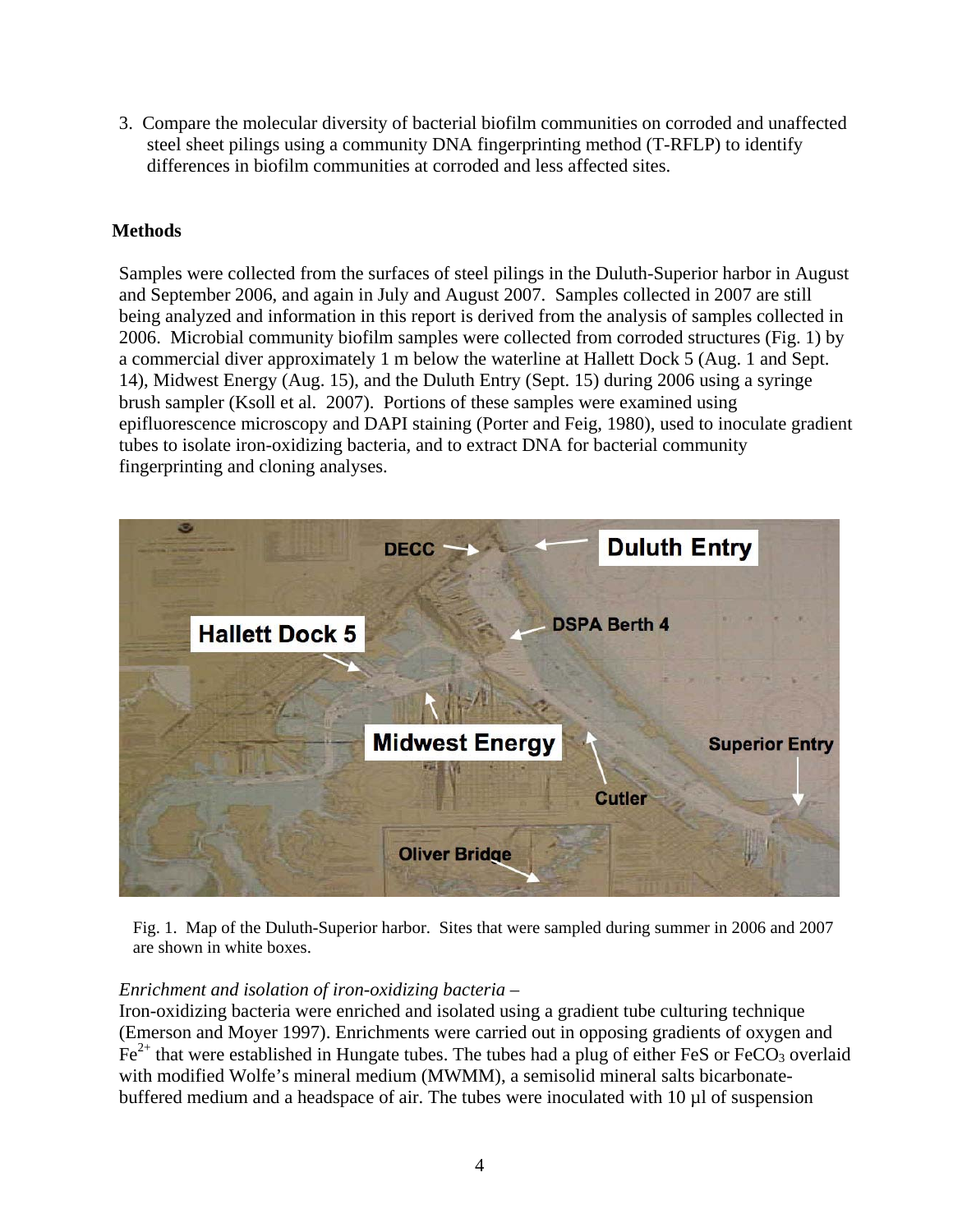3. Compare the molecular diversity of bacterial biofilm communities on corroded and unaffected steel sheet pilings using a community DNA fingerprinting method (T-RFLP) to identify differences in biofilm communities at corroded and less affected sites.

## Methods

Samples were collected from the surfaces of steel pilings in the Duluth-Superior harbor in August and September 2006, and again in July and August 2007. Samples collected in 2007 are still being analyzed and information in this report is derived from the analysis of samples collected in 2006. Microbial community biofilm samples were collected from corroded structures (Fig. 1) by a commercial diver approximately 1 m below the waterline at Hallett Dock 5 (Aug. 1 and Sept. 14), Midwest Energy (Aug. 15), and the Duluth Entry (Sept. 15) during 2006 using a syringe brush sampler (Ksoll et al. 2007). Portions of these samples were examined using epifluorescence microscopy and DAPI staining (Porter and Feig, 1980), used to inoculate gradient tubes to isolate iron-oxidizing bacteria, and to extract DNA for bacterial community fingerprinting and cloning analyses.

Fig. 1. Map of the Duluth-Superior harbor. Sites that were sampled during summer in 2006 and 2007 are shown in white boxes.

*Enrichment and isolation of iron-oxidizing bacteria –*
Iron-oxidizing bacteria were enriched and isolated using a gradient tube culturing technique (Emerson and Moyer 1997). Enrichments were carried out in opposing gradients of oxygen and $Fe^{2+}$ that were established in Hungate tubes. The tubes had a plug of either FeS or $FeCO_3$ overlaid with modified Wolfe's mineral medium (MWMM), a semisolid mineral salts bicarbonate-buffered medium and a headspace of air. The tubes were inoculated with 10 µl of suspension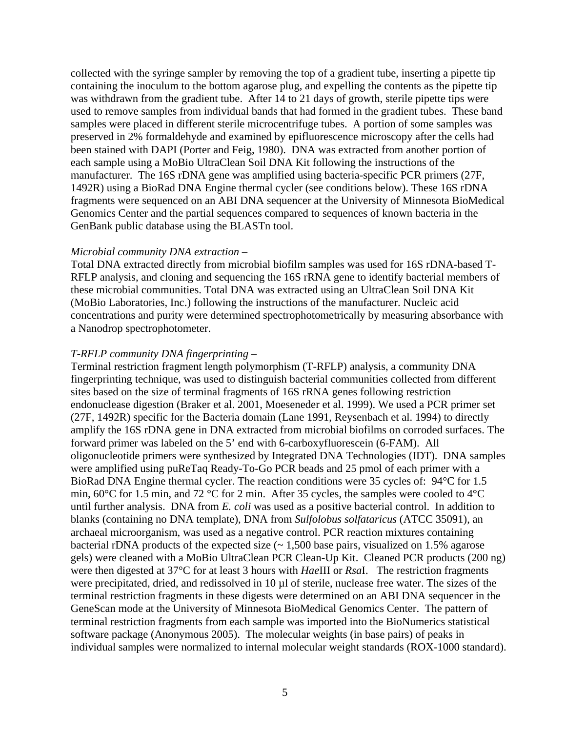collected with the syringe sampler by removing the top of a gradient tube, inserting a pipette tip containing the inoculum to the bottom agarose plug, and expelling the contents as the pipette tip was withdrawn from the gradient tube. After 14 to 21 days of growth, sterile pipette tips were used to remove samples from individual bands that had formed in the gradient tubes. These band samples were placed in different sterile microcentrifuge tubes. A portion of some samples was preserved in 2% formaldehyde and examined by epifluorescence microscopy after the cells had been stained with DAPI (Porter and Feig, 1980). DNA was extracted from another portion of each sample using a MoBio UltraClean Soil DNA Kit following the instructions of the manufacturer. The 16S rDNA gene was amplified using bacteria-specific PCR primers (27F, 1492R) using a BioRad DNA Engine thermal cycler (see conditions below). These 16S rDNA fragments were sequenced on an ABI DNA sequencer at the University of Minnesota BioMedical Genomics Center and the partial sequences compared to sequences of known bacteria in the GenBank public database using the BLASTn tool.

*Microbial community DNA extraction* –
Total DNA extracted directly from microbial biofilm samples was used for 16S rDNA-based T-RFLP analysis, and cloning and sequencing the 16S rRNA gene to identify bacterial members of these microbial communities. Total DNA was extracted using an UltraClean Soil DNA Kit (MoBio Laboratories, Inc.) following the instructions of the manufacturer. Nucleic acid concentrations and purity were determined spectrophotometrically by measuring absorbance with a Nanodrop spectrophotometer.

*T-RFLP community DNA fingerprinting* –
Terminal restriction fragment length polymorphism (T-RFLP) analysis, a community DNA fingerprinting technique, was used to distinguish bacterial communities collected from different sites based on the size of terminal fragments of 16S rRNA genes following restriction endonuclease digestion (Braker et al. 2001, Moeseneder et al. 1999). We used a PCR primer set (27F, 1492R) specific for the Bacteria domain (Lane 1991, Reysenbach et al. 1994) to directly amplify the 16S rDNA gene in DNA extracted from microbial biofilms on corroded surfaces. The forward primer was labeled on the 5' end with 6-carboxyfluorescein (6-FAM). All oligonucleotide primers were synthesized by Integrated DNA Technologies (IDT). DNA samples were amplified using puReTaq Ready-To-Go PCR beads and 25 pmol of each primer with a BioRad DNA Engine thermal cycler. The reaction conditions were 35 cycles of: 94°C for 1.5 min, 60°C for 1.5 min, and 72 °C for 2 min. After 35 cycles, the samples were cooled to 4°C until further analysis. DNA from *E. coli* was used as a positive bacterial control. In addition to blanks (containing no DNA template), DNA from *Sulfolobus solfataricus* (ATCC 35091), an archaeal microorganism, was used as a negative control. PCR reaction mixtures containing bacterial rDNA products of the expected size (~ 1,500 base pairs, visualized on 1.5% agarose gels) were cleaned with a MoBio UltraClean PCR Clean-Up Kit. Cleaned PCR products (200 ng) were then digested at 37°C for at least 3 hours with *Hae*III or *Rsa*I. The restriction fragments were precipitated, dried, and redissolved in 10 µl of sterile, nuclease free water. The sizes of the terminal restriction fragments in these digests were determined on an ABI DNA sequencer in the GeneScan mode at the University of Minnesota BioMedical Genomics Center. The pattern of terminal restriction fragments from each sample was imported into the BioNumerics statistical software package (Anonymous 2005). The molecular weights (in base pairs) of peaks in individual samples were normalized to internal molecular weight standards (ROX-1000 standard).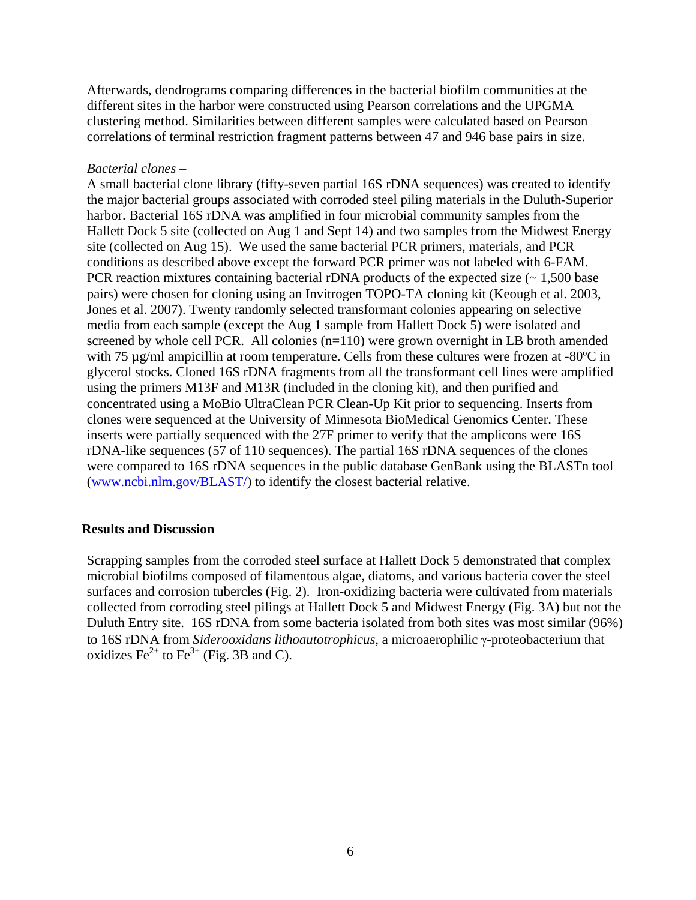Afterwards, dendrograms comparing differences in the bacterial biofilm communities at the different sites in the harbor were constructed using Pearson correlations and the UPGMA clustering method. Similarities between different samples were calculated based on Pearson correlations of terminal restriction fragment patterns between 47 and 946 base pairs in size.

*Bacterial clones –*

A small bacterial clone library (fifty-seven partial 16S rDNA sequences) was created to identify the major bacterial groups associated with corroded steel piling materials in the Duluth-Superior harbor. Bacterial 16S rDNA was amplified in four microbial community samples from the Hallett Dock 5 site (collected on Aug 1 and Sept 14) and two samples from the Midwest Energy site (collected on Aug 15). We used the same bacterial PCR primers, materials, and PCR conditions as described above except the forward PCR primer was not labeled with 6-FAM. PCR reaction mixtures containing bacterial rDNA products of the expected size (~ 1,500 base pairs) were chosen for cloning using an Invitrogen TOPO-TA cloning kit (Keough et al. 2003, Jones et al. 2007). Twenty randomly selected transformant colonies appearing on selective media from each sample (except the Aug 1 sample from Hallett Dock 5) were isolated and screened by whole cell PCR. All colonies (n=110) were grown overnight in LB broth amended with 75 µg/ml ampicillin at room temperature. Cells from these cultures were frozen at -80ºC in glycerol stocks. Cloned 16S rDNA fragments from all the transformant cell lines were amplified using the primers M13F and M13R (included in the cloning kit), and then purified and concentrated using a MoBio UltraClean PCR Clean-Up Kit prior to sequencing. Inserts from clones were sequenced at the University of Minnesota BioMedical Genomics Center. These inserts were partially sequenced with the 27F primer to verify that the amplicons were 16S rDNA-like sequences (57 of 110 sequences). The partial 16S rDNA sequences of the clones were compared to 16S rDNA sequences in the public database GenBank using the BLASTn tool (www.ncbi.nlm.gov/BLAST/) to identify the closest bacterial relative.

## Results and Discussion

Scrapping samples from the corroded steel surface at Hallett Dock 5 demonstrated that complex microbial biofilms composed of filamentous algae, diatoms, and various bacteria cover the steel surfaces and corrosion tubercles (Fig. 2). Iron-oxidizing bacteria were cultivated from materials collected from corroding steel pilings at Hallett Dock 5 and Midwest Energy (Fig. 3A) but not the Duluth Entry site. 16S rDNA from some bacteria isolated from both sites was most similar (96%) to 16S rDNA from *Siderooxidans lithoautotrophicus*, a microaerophilic γ-proteobacterium that oxidizes $Fe^{2+}$ to $Fe^{3+}$ (Fig. 3B and C).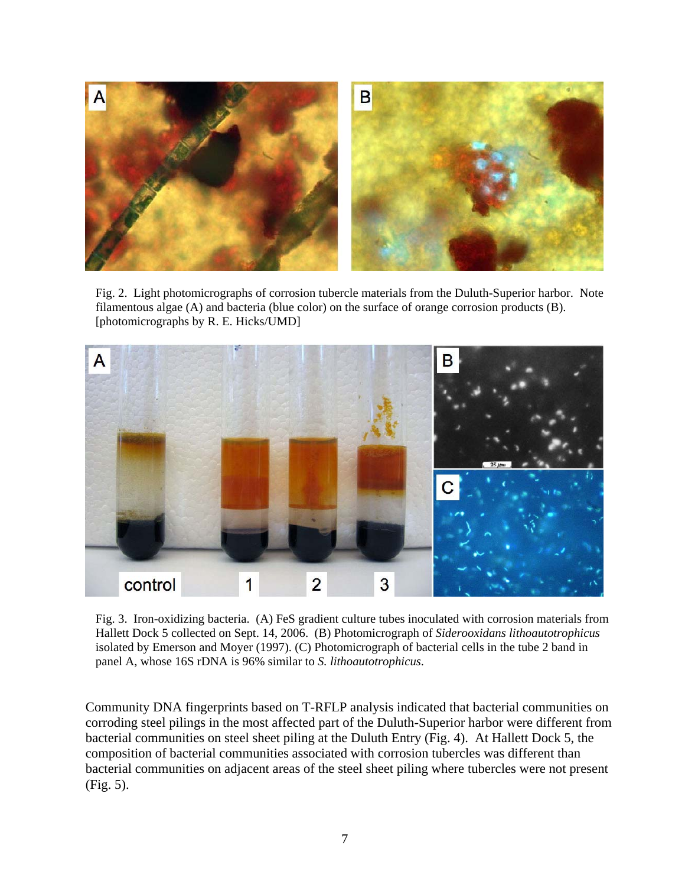Fig. 2. Light photomicrographs of corrosion tubercle materials from the Duluth-Superior harbor. Note filamentous algae (A) and bacteria (blue color) on the surface of orange corrosion products (B). [photomicrographs by R. E. Hicks/UMD]

Fig. 3. Iron-oxidizing bacteria. (A) FeS gradient culture tubes inoculated with corrosion materials from Hallett Dock 5 collected on Sept. 14, 2006. (B) Photomicrograph of *Siderooxidans lithoautotrophicus* isolated by Emerson and Moyer (1997). (C) Photomicrograph of bacterial cells in the tube 2 band in panel A, whose 16S rDNA is 96% similar to *S. lithoautotrophicus*.

Community DNA fingerprints based on T-RFLP analysis indicated that bacterial communities on corroding steel pilings in the most affected part of the Duluth-Superior harbor were different from bacterial communities on steel sheet piling at the Duluth Entry (Fig. 4). At Hallett Dock 5, the composition of bacterial communities associated with corrosion tubercles was different than bacterial communities on adjacent areas of the steel sheet piling where tubercles were not present (Fig. 5).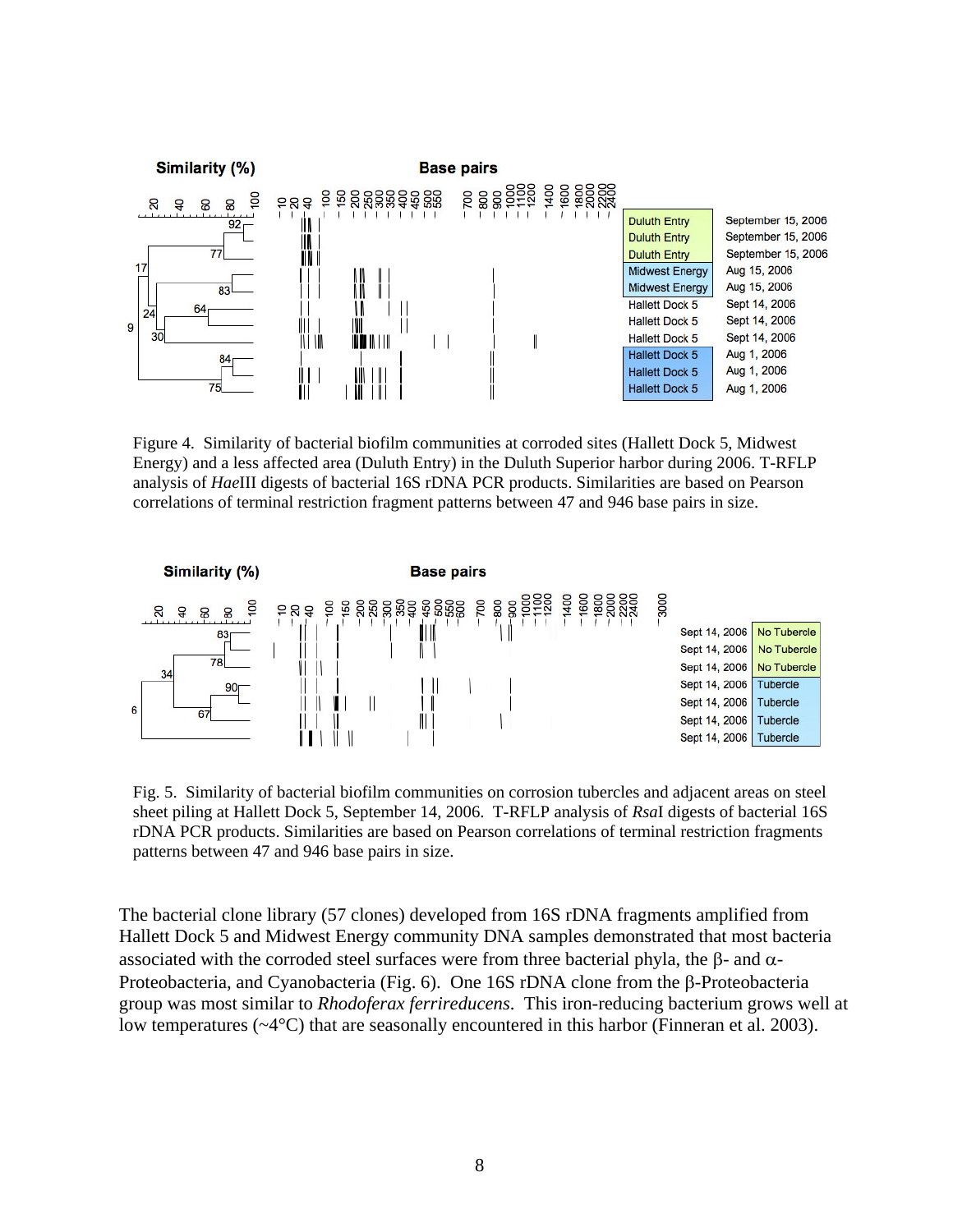Figure 4. Similarity of bacterial biofilm communities at corroded sites (Hallett Dock 5, Midwest Energy) and a less affected area (Duluth Entry) in the Duluth Superior harbor during 2006. T-RFLP analysis of *Hae*III digests of bacterial 16S rDNA PCR products. Similarities are based on Pearson correlations of terminal restriction fragment patterns between 47 and 946 base pairs in size.

Fig. 5. Similarity of bacterial biofilm communities on corrosion tubercles and adjacent areas on steel sheet piling at Hallett Dock 5, September 14, 2006. T-RFLP analysis of *Rsa*I digests of bacterial 16S rDNA PCR products. Similarities are based on Pearson correlations of terminal restriction fragments patterns between 47 and 946 base pairs in size.

The bacterial clone library (57 clones) developed from 16S rDNA fragments amplified from Hallett Dock 5 and Midwest Energy community DNA samples demonstrated that most bacteria associated with the corroded steel surfaces were from three bacterial phyla, the β- and α-Proteobacteria, and Cyanobacteria (Fig. 6). One 16S rDNA clone from the β-Proteobacteria group was most similar to *Rhodoferax ferrireducens*. This iron-reducing bacterium grows well at low temperatures (~4°C) that are seasonally encountered in this harbor (Finneran et al. 2003).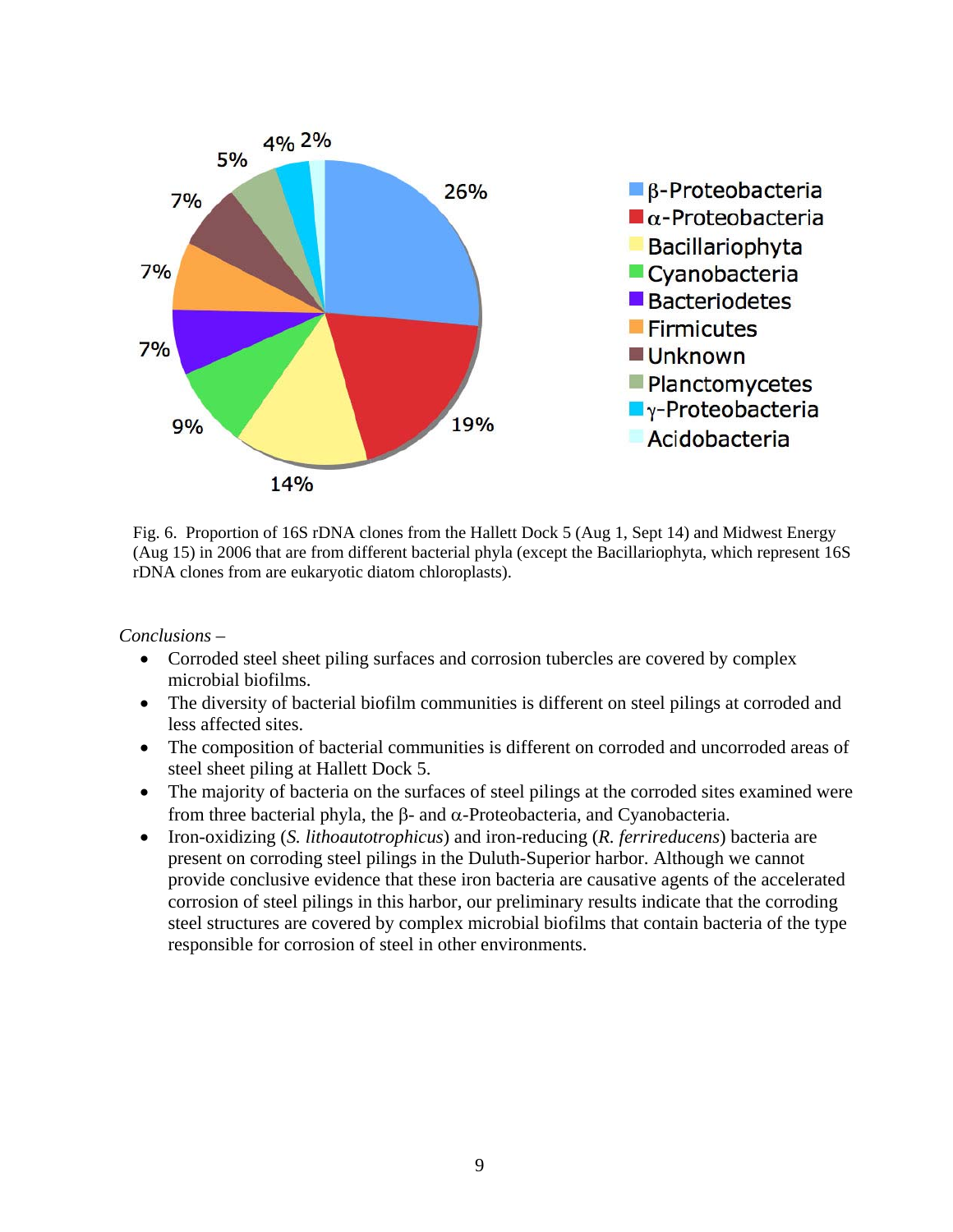Fig. 6. Proportion of 16S rDNA clones from the Hallett Dock 5 (Aug 1, Sept 14) and Midwest Energy (Aug 15) in 2006 that are from different bacterial phyla (except the Bacillariophyta, which represent 16S rDNA clones from are eukaryotic diatom chloroplasts).

*Conclusions* –

- Corroded steel sheet piling surfaces and corrosion tubercles are covered by complex microbial biofilms.
- The diversity of bacterial biofilm communities is different on steel pilings at corroded and less affected sites.
- The composition of bacterial communities is different on corroded and uncorroded areas of steel sheet piling at Hallett Dock 5.
- The majority of bacteria on the surfaces of steel pilings at the corroded sites examined were from three bacterial phyla, the β- and α-Proteobacteria, and Cyanobacteria.
- Iron-oxidizing (*S. lithoautotrophicus*) and iron-reducing (*R. ferrireducens*) bacteria are present on corroding steel pilings in the Duluth-Superior harbor. Although we cannot provide conclusive evidence that these iron bacteria are causative agents of the accelerated corrosion of steel pilings in this harbor, our preliminary results indicate that the corroding steel structures are covered by complex microbial biofilms that contain bacteria of the type responsible for corrosion of steel in other environments.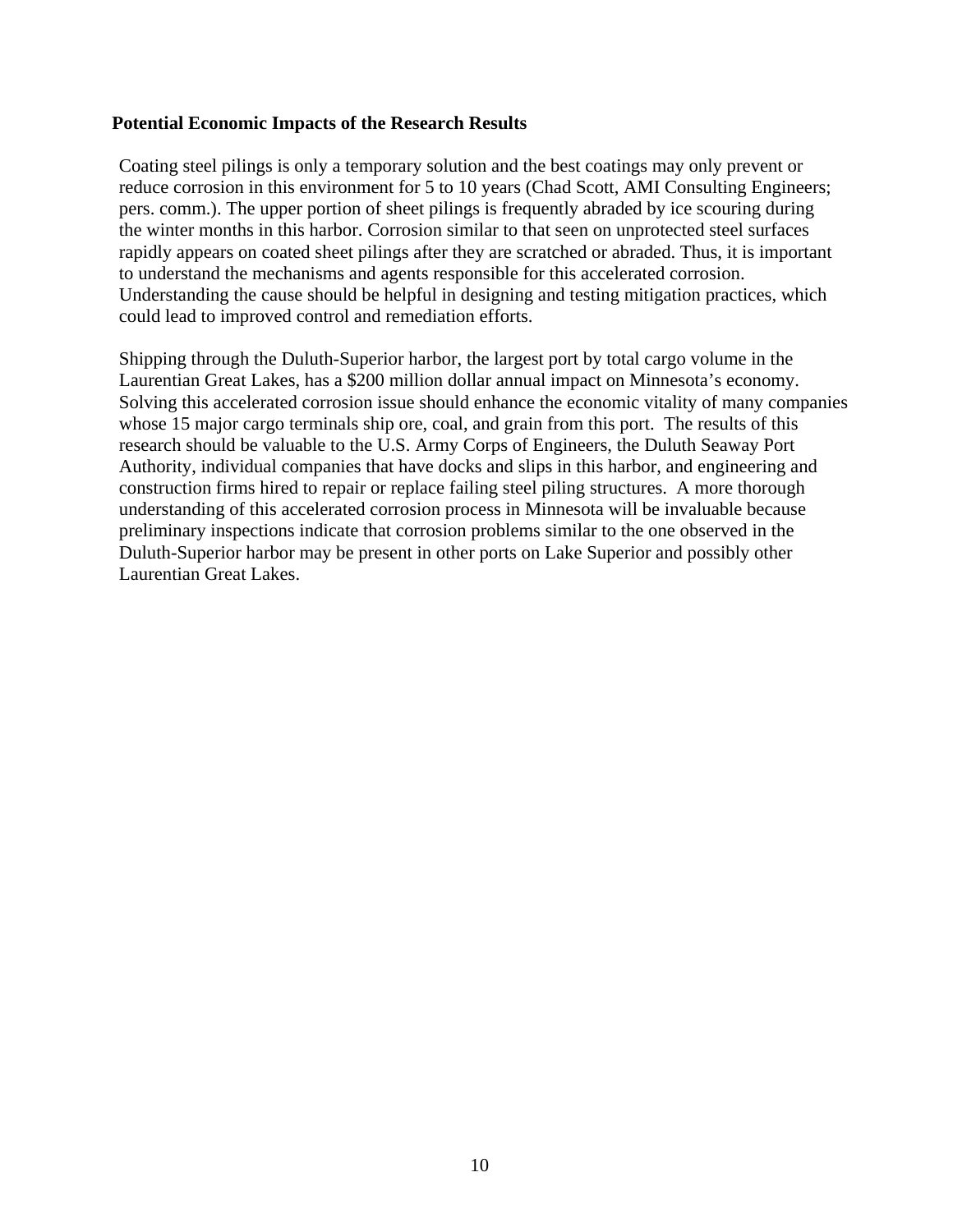**Potential Economic Impacts of the Research Results**

Coating steel pilings is only a temporary solution and the best coatings may only prevent or reduce corrosion in this environment for 5 to 10 years (Chad Scott, AMI Consulting Engineers; pers. comm.). The upper portion of sheet pilings is frequently abraded by ice scouring during the winter months in this harbor. Corrosion similar to that seen on unprotected steel surfaces rapidly appears on coated sheet pilings after they are scratched or abraded. Thus, it is important to understand the mechanisms and agents responsible for this accelerated corrosion. Understanding the cause should be helpful in designing and testing mitigation practices, which could lead to improved control and remediation efforts.

Shipping through the Duluth-Superior harbor, the largest port by total cargo volume in the Laurentian Great Lakes, has a $200 million dollar annual impact on Minnesota's economy. Solving this accelerated corrosion issue should enhance the economic vitality of many companies whose 15 major cargo terminals ship ore, coal, and grain from this port. The results of this research should be valuable to the U.S. Army Corps of Engineers, the Duluth Seaway Port Authority, individual companies that have docks and slips in this harbor, and engineering and construction firms hired to repair or replace failing steel piling structures. A more thorough understanding of this accelerated corrosion process in Minnesota will be invaluable because preliminary inspections indicate that corrosion problems similar to the one observed in the Duluth-Superior harbor may be present in other ports on Lake Superior and possibly other Laurentian Great Lakes.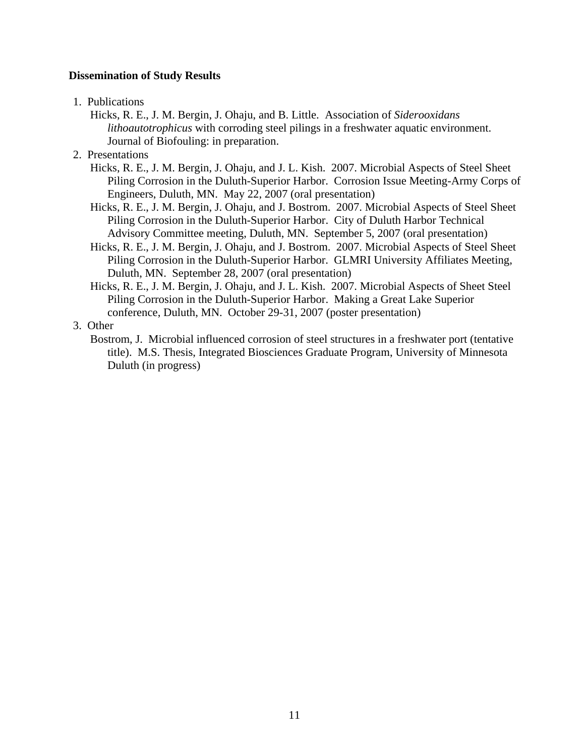**Dissemination of Study Results**

1. Publications

   Hicks, R. E., J. M. Bergin, J. Ohaju, and B. Little. Association of *Siderooxidans lithoautotrophicus* with corroding steel pilings in a freshwater aquatic environment. Journal of Biofouling: in preparation.

2. Presentations

   Hicks, R. E., J. M. Bergin, J. Ohaju, and J. L. Kish. 2007. Microbial Aspects of Steel Sheet Piling Corrosion in the Duluth-Superior Harbor. Corrosion Issue Meeting-Army Corps of Engineers, Duluth, MN. May 22, 2007 (oral presentation)

   Hicks, R. E., J. M. Bergin, J. Ohaju, and J. Bostrom. 2007. Microbial Aspects of Steel Sheet Piling Corrosion in the Duluth-Superior Harbor. City of Duluth Harbor Technical Advisory Committee meeting, Duluth, MN. September 5, 2007 (oral presentation)

   Hicks, R. E., J. M. Bergin, J. Ohaju, and J. Bostrom. 2007. Microbial Aspects of Steel Sheet Piling Corrosion in the Duluth-Superior Harbor. GLMRI University Affiliates Meeting, Duluth, MN. September 28, 2007 (oral presentation)

   Hicks, R. E., J. M. Bergin, J. Ohaju, and J. L. Kish. 2007. Microbial Aspects of Sheet Steel Piling Corrosion in the Duluth-Superior Harbor. Making a Great Lake Superior conference, Duluth, MN. October 29-31, 2007 (poster presentation)

3. Other

   Bostrom, J. Microbial influenced corrosion of steel structures in a freshwater port (tentative title). M.S. Thesis, Integrated Biosciences Graduate Program, University of Minnesota Duluth (in progress)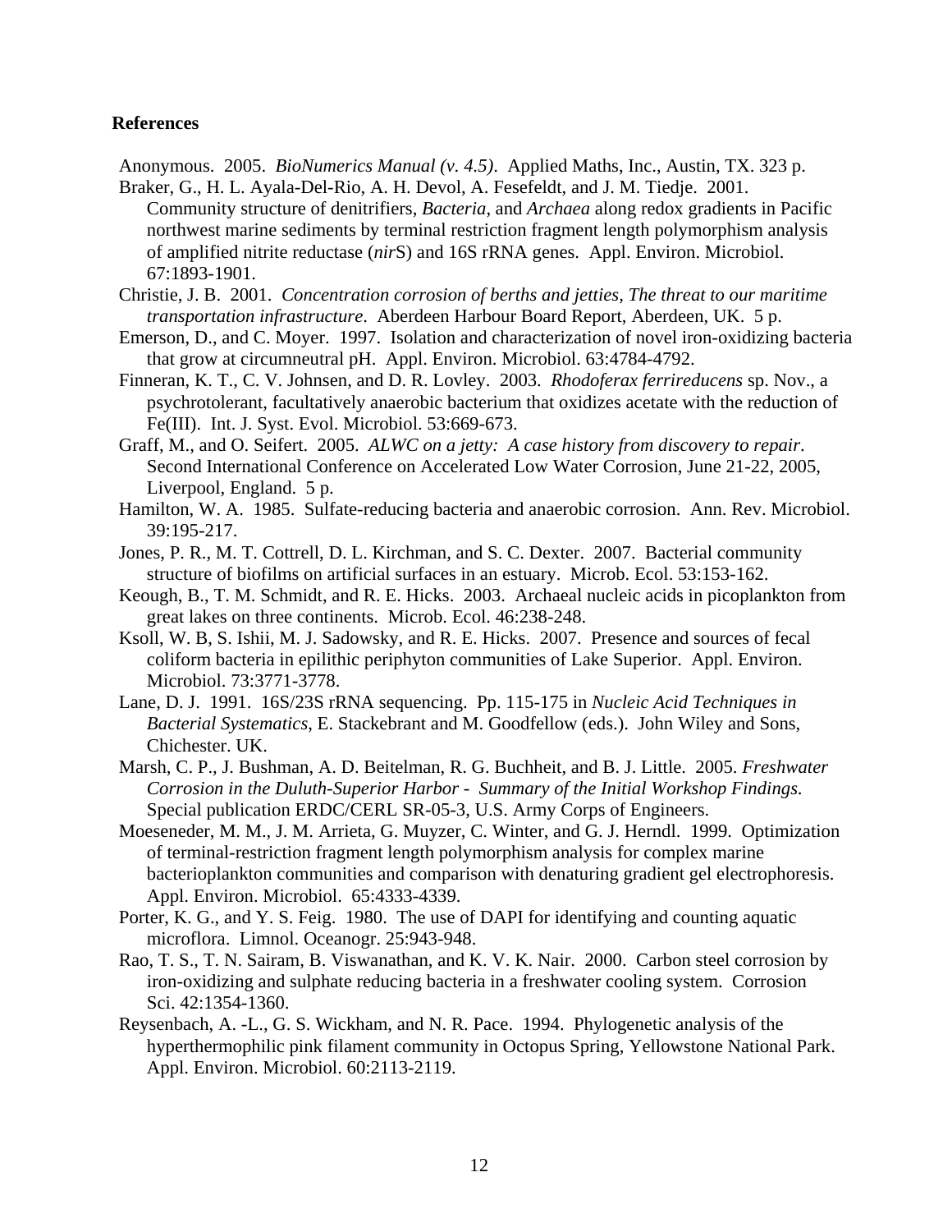## References

Anonymous. 2005. *BioNumerics Manual (v. 4.5)*. Applied Maths, Inc., Austin, TX. 323 p.

Braker, G., H. L. Ayala-Del-Rio, A. H. Devol, A. Fesefeldt, and J. M. Tiedje. 2001. Community structure of denitrifiers, *Bacteria*, and *Archaea* along redox gradients in Pacific northwest marine sediments by terminal restriction fragment length polymorphism analysis of amplified nitrite reductase (*nir*S) and 16S rRNA genes. Appl. Environ. Microbiol. 67:1893-1901.

Christie, J. B. 2001. *Concentration corrosion of berths and jetties, The threat to our maritime transportation infrastructure*. Aberdeen Harbour Board Report, Aberdeen, UK. 5 p.

Emerson, D., and C. Moyer. 1997. Isolation and characterization of novel iron-oxidizing bacteria that grow at circumneutral pH. Appl. Environ. Microbiol. 63:4784-4792.

Finneran, K. T., C. V. Johnsen, and D. R. Lovley. 2003. *Rhodoferax ferrireducens* sp. Nov., a psychrotolerant, facultatively anaerobic bacterium that oxidizes acetate with the reduction of Fe(III). Int. J. Syst. Evol. Microbiol. 53:669-673.

Graff, M., and O. Seifert. 2005. *ALWC on a jetty: A case history from discovery to repair*. Second International Conference on Accelerated Low Water Corrosion, June 21-22, 2005, Liverpool, England. 5 p.

Hamilton, W. A. 1985. Sulfate-reducing bacteria and anaerobic corrosion. Ann. Rev. Microbiol. 39:195-217.

Jones, P. R., M. T. Cottrell, D. L. Kirchman, and S. C. Dexter. 2007. Bacterial community structure of biofilms on artificial surfaces in an estuary. Microb. Ecol. 53:153-162.

Keough, B., T. M. Schmidt, and R. E. Hicks. 2003. Archaeal nucleic acids in picoplankton from great lakes on three continents. Microb. Ecol. 46:238-248.

Ksoll, W. B, S. Ishii, M. J. Sadowsky, and R. E. Hicks. 2007. Presence and sources of fecal coliform bacteria in epilithic periphyton communities of Lake Superior. Appl. Environ. Microbiol. 73:3771-3778.

Lane, D. J. 1991. 16S/23S rRNA sequencing. Pp. 115-175 in *Nucleic Acid Techniques in Bacterial Systematics*, E. Stackebrant and M. Goodfellow (eds.). John Wiley and Sons, Chichester. UK.

Marsh, C. P., J. Bushman, A. D. Beitelman, R. G. Buchheit, and B. J. Little. 2005. *Freshwater Corrosion in the Duluth-Superior Harbor - Summary of the Initial Workshop Findings.* Special publication ERDC/CERL SR-05-3, U.S. Army Corps of Engineers.

Moeseneder, M. M., J. M. Arrieta, G. Muyzer, C. Winter, and G. J. Herndl. 1999. Optimization of terminal-restriction fragment length polymorphism analysis for complex marine bacterioplankton communities and comparison with denaturing gradient gel electrophoresis. Appl. Environ. Microbiol. 65:4333-4339.

Porter, K. G., and Y. S. Feig. 1980. The use of DAPI for identifying and counting aquatic microflora. Limnol. Oceanogr. 25:943-948.

Rao, T. S., T. N. Sairam, B. Viswanathan, and K. V. K. Nair. 2000. Carbon steel corrosion by iron-oxidizing and sulphate reducing bacteria in a freshwater cooling system. Corrosion Sci. 42:1354-1360.

Reysenbach, A. -L., G. S. Wickham, and N. R. Pace. 1994. Phylogenetic analysis of the hyperthermophilic pink filament community in Octopus Spring, Yellowstone National Park. Appl. Environ. Microbiol. 60:2113-2119.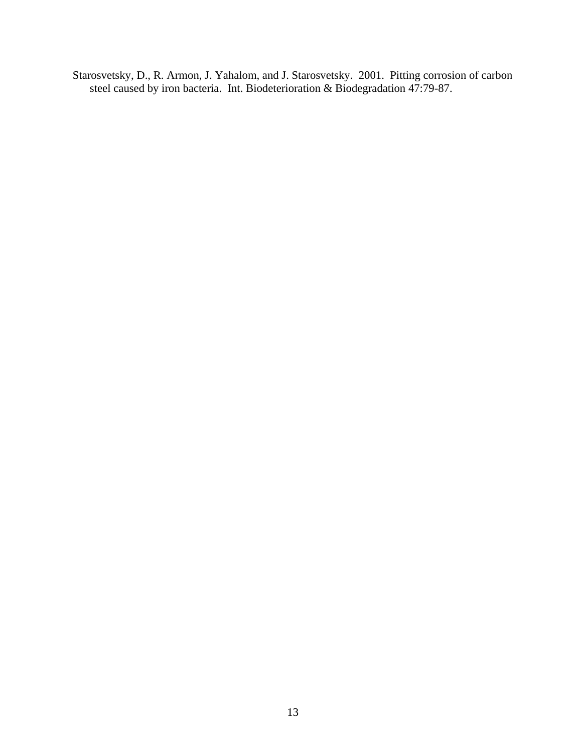Starosvetsky, D., R. Armon, J. Yahalom, and J. Starosvetsky. 2001. Pitting corrosion of carbon steel caused by iron bacteria. Int. Biodeterioration & Biodegradation 47:79-87.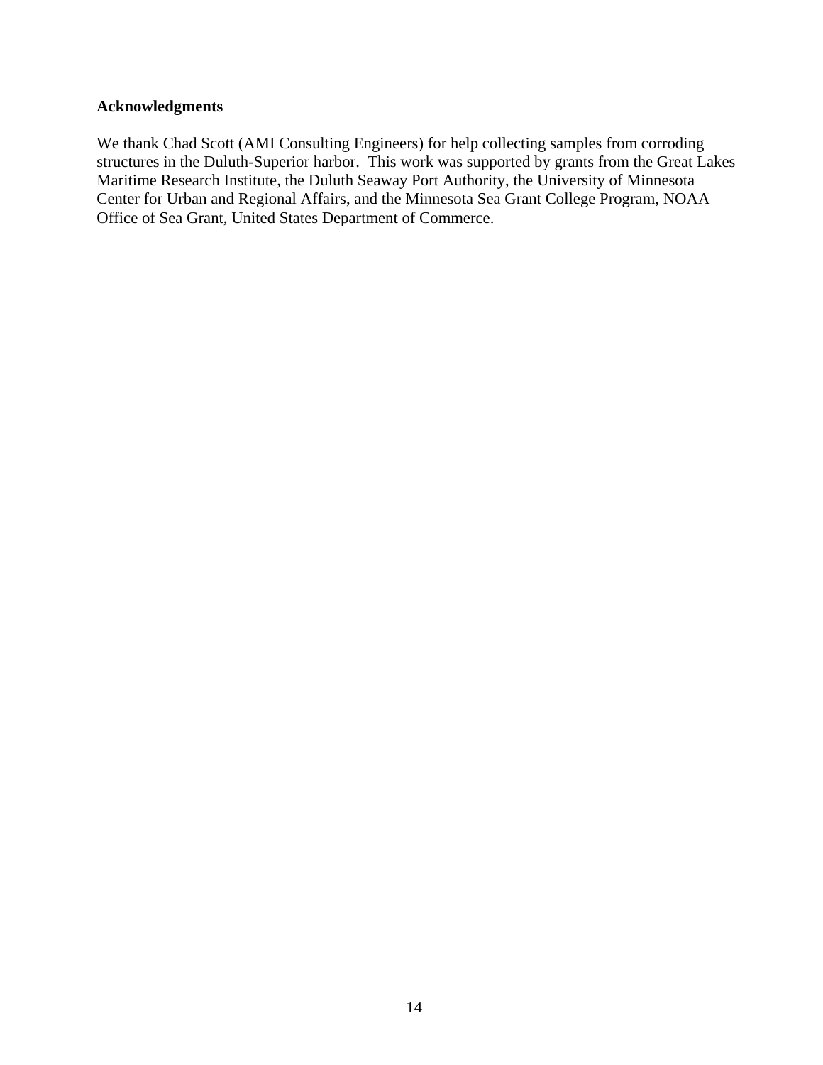## Acknowledgments

We thank Chad Scott (AMI Consulting Engineers) for help collecting samples from corroding structures in the Duluth-Superior harbor. This work was supported by grants from the Great Lakes Maritime Research Institute, the Duluth Seaway Port Authority, the University of Minnesota Center for Urban and Regional Affairs, and the Minnesota Sea Grant College Program, NOAA Office of Sea Grant, United States Department of Commerce.